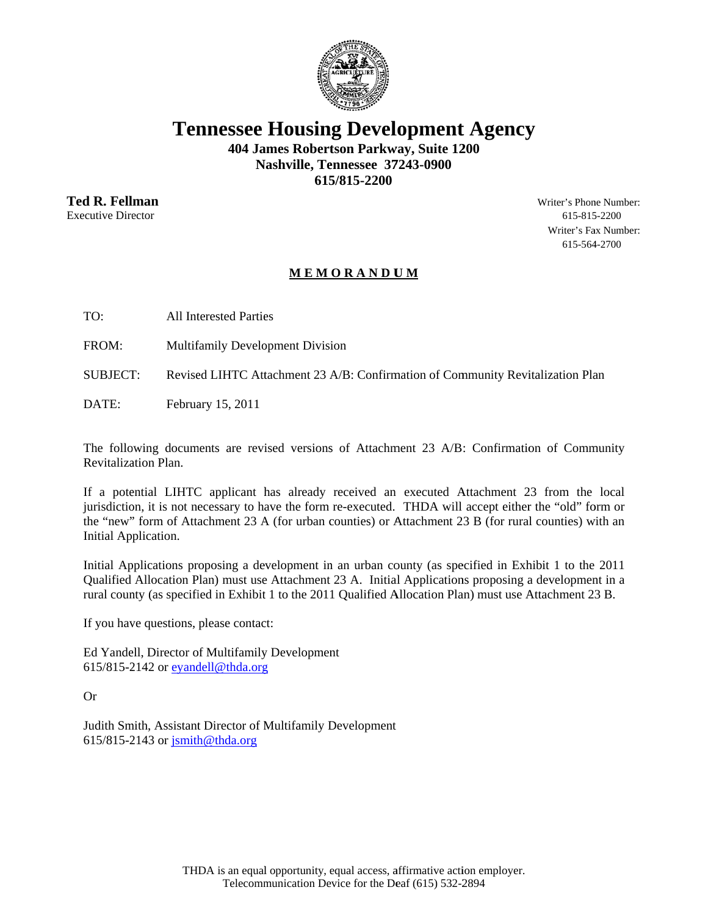# Tennessee Housing Development Agency

**404 James Robertson Parkway, Suite 1200**
**Nashville, Tennessee 37243-0900**
**615/815-2200**

**Ted R. Fellman**
Executive Director

Writer's Phone Number:
615-815-2200
Writer's Fax Number:
615-564-2700

## MEMORANDUM

TO: All Interested Parties

FROM: Multifamily Development Division

SUBJECT: Revised LIHTC Attachment 23 A/B: Confirmation of Community Revitalization Plan

DATE: February 15, 2011

The following documents are revised versions of Attachment 23 A/B: Confirmation of Community Revitalization Plan.

If a potential LIHTC applicant has already received an executed Attachment 23 from the local jurisdiction, it is not necessary to have the form re-executed. THDA will accept either the "old" form or the "new" form of Attachment 23 A (for urban counties) or Attachment 23 B (for rural counties) with an Initial Application.

Initial Applications proposing a development in an urban county (as specified in Exhibit 1 to the 2011 Qualified Allocation Plan) must use Attachment 23 A. Initial Applications proposing a development in a rural county (as specified in Exhibit 1 to the 2011 Qualified Allocation Plan) must use Attachment 23 B.

If you have questions, please contact:

Ed Yandell, Director of Multifamily Development
615/815-2142 or eyandell@thda.org

Or

Judith Smith, Assistant Director of Multifamily Development
615/815-2143 or jsmith@thda.org

THDA is an equal opportunity, equal access, affirmative action employer.
Telecommunication Device for the Deaf (615) 532-2894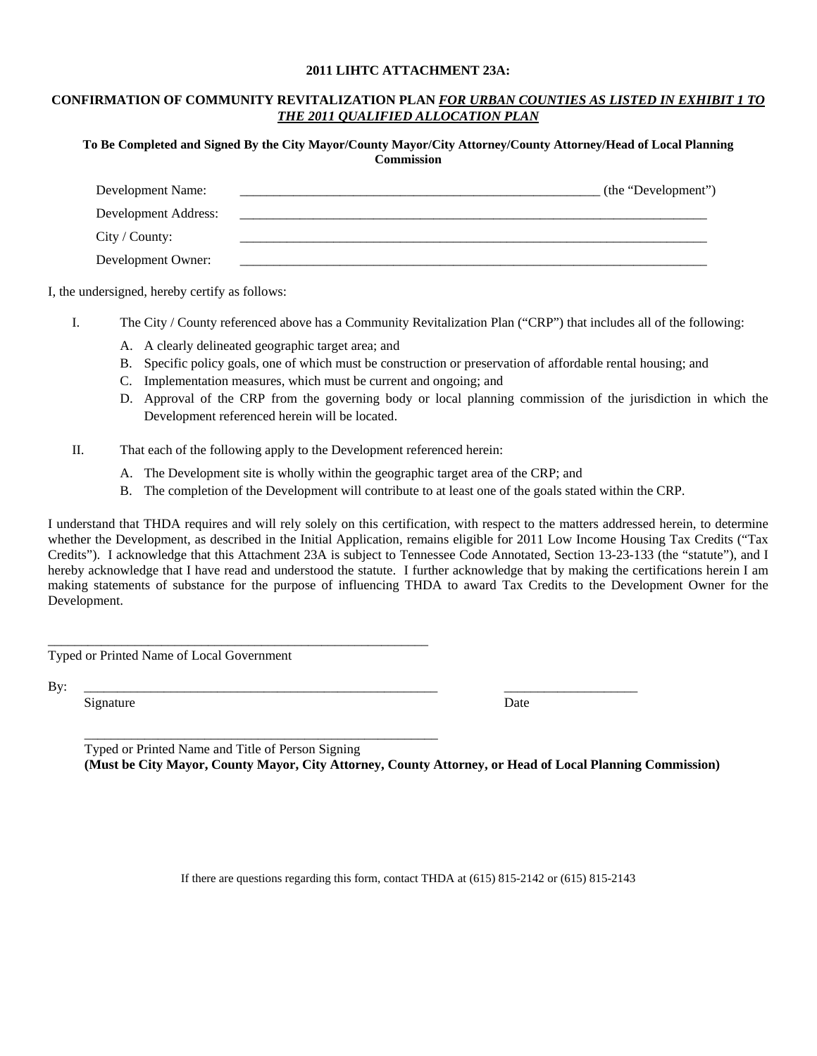**2011 LIHTC ATTACHMENT 23A:**

**CONFIRMATION OF COMMUNITY REVITALIZATION PLAN *FOR URBAN COUNTIES AS LISTED IN EXHIBIT 1 TO THE 2011 QUALIFIED ALLOCATION PLAN***

**To Be Completed and Signed By the City Mayor/County Mayor/City Attorney/County Attorney/Head of Local Planning Commission**

Development Name: _______________________________________________________ (the "Development")

Development Address: _______________________________________________________________________

City / County: _______________________________________________________________________

Development Owner: _______________________________________________________________________

I, the undersigned, hereby certify as follows:

I. The City / County referenced above has a Community Revitalization Plan ("CRP") that includes all of the following:

   A. A clearly delineated geographic target area; and
   B. Specific policy goals, one of which must be construction or preservation of affordable rental housing; and
   C. Implementation measures, which must be current and ongoing; and
   D. Approval of the CRP from the governing body or local planning commission of the jurisdiction in which the Development referenced herein will be located.

II. That each of the following apply to the Development referenced herein:

   A. The Development site is wholly within the geographic target area of the CRP; and
   B. The completion of the Development will contribute to at least one of the goals stated within the CRP.

I understand that THDA requires and will rely solely on this certification, with respect to the matters addressed herein, to determine whether the Development, as described in the Initial Application, remains eligible for 2011 Low Income Housing Tax Credits ("Tax Credits"). I acknowledge that this Attachment 23A is subject to Tennessee Code Annotated, Section 13-23-133 (the "statute"), and I hereby acknowledge that I have read and understood the statute. I further acknowledge that by making the certifications herein I am making statements of substance for the purpose of influencing THDA to award Tax Credits to the Development Owner for the Development.

____________________________________________________________
Typed or Printed Name of Local Government

By: ______________________________________________________ ____________________
Signature Date

______________________________________________________
Typed or Printed Name and Title of Person Signing
**(Must be City Mayor, County Mayor, City Attorney, County Attorney, or Head of Local Planning Commission)**

If there are questions regarding this form, contact THDA at (615) 815-2142 or (615) 815-2143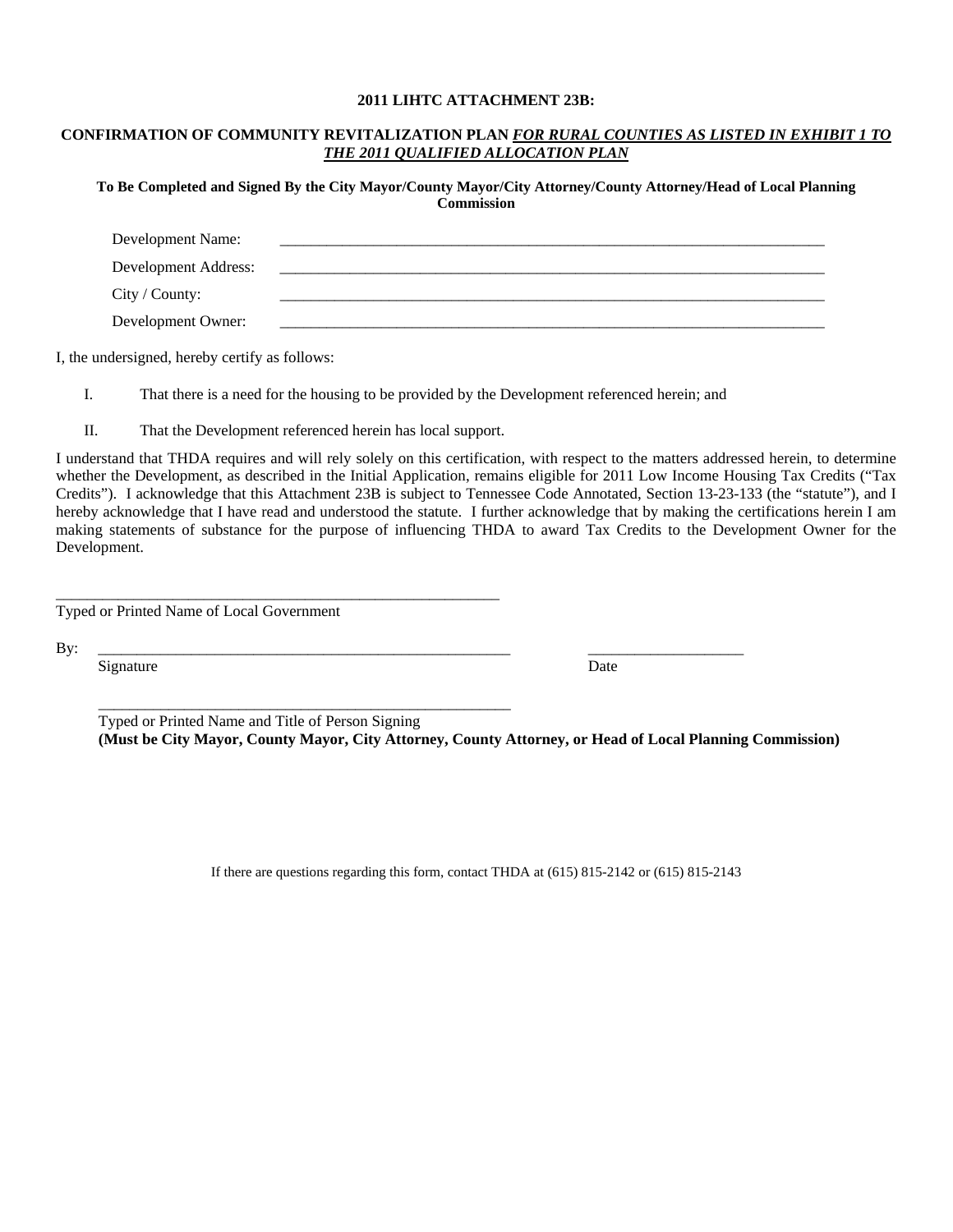**2011 LIHTC ATTACHMENT 23B:**

**CONFIRMATION OF COMMUNITY REVITALIZATION PLAN *FOR RURAL COUNTIES AS LISTED IN EXHIBIT 1 TO THE 2011 QUALIFIED ALLOCATION PLAN***

**To Be Completed and Signed By the City Mayor/County Mayor/City Attorney/County Attorney/Head of Local Planning Commission**

Development Name: ___________________________________________________________________________

Development Address: ___________________________________________________________________________

City / County: ___________________________________________________________________________

Development Owner: ___________________________________________________________________________

I, the undersigned, hereby certify as follows:

I. That there is a need for the housing to be provided by the Development referenced herein; and

II. That the Development referenced herein has local support.

I understand that THDA requires and will rely solely on this certification, with respect to the matters addressed herein, to determine whether the Development, as described in the Initial Application, remains eligible for 2011 Low Income Housing Tax Credits ("Tax Credits"). I acknowledge that this Attachment 23B is subject to Tennessee Code Annotated, Section 13-23-133 (the "statute"), and I hereby acknowledge that I have read and understood the statute. I further acknowledge that by making the certifications herein I am making statements of substance for the purpose of influencing THDA to award Tax Credits to the Development Owner for the Development.

______________________________________________________________

Typed or Printed Name of Local Government

By: ________________________________________________________ ____________________

Signature Date

________________________________________________________

Typed or Printed Name and Title of Person Signing

**(Must be City Mayor, County Mayor, City Attorney, County Attorney, or Head of Local Planning Commission)**

If there are questions regarding this form, contact THDA at (615) 815-2142 or (615) 815-2143